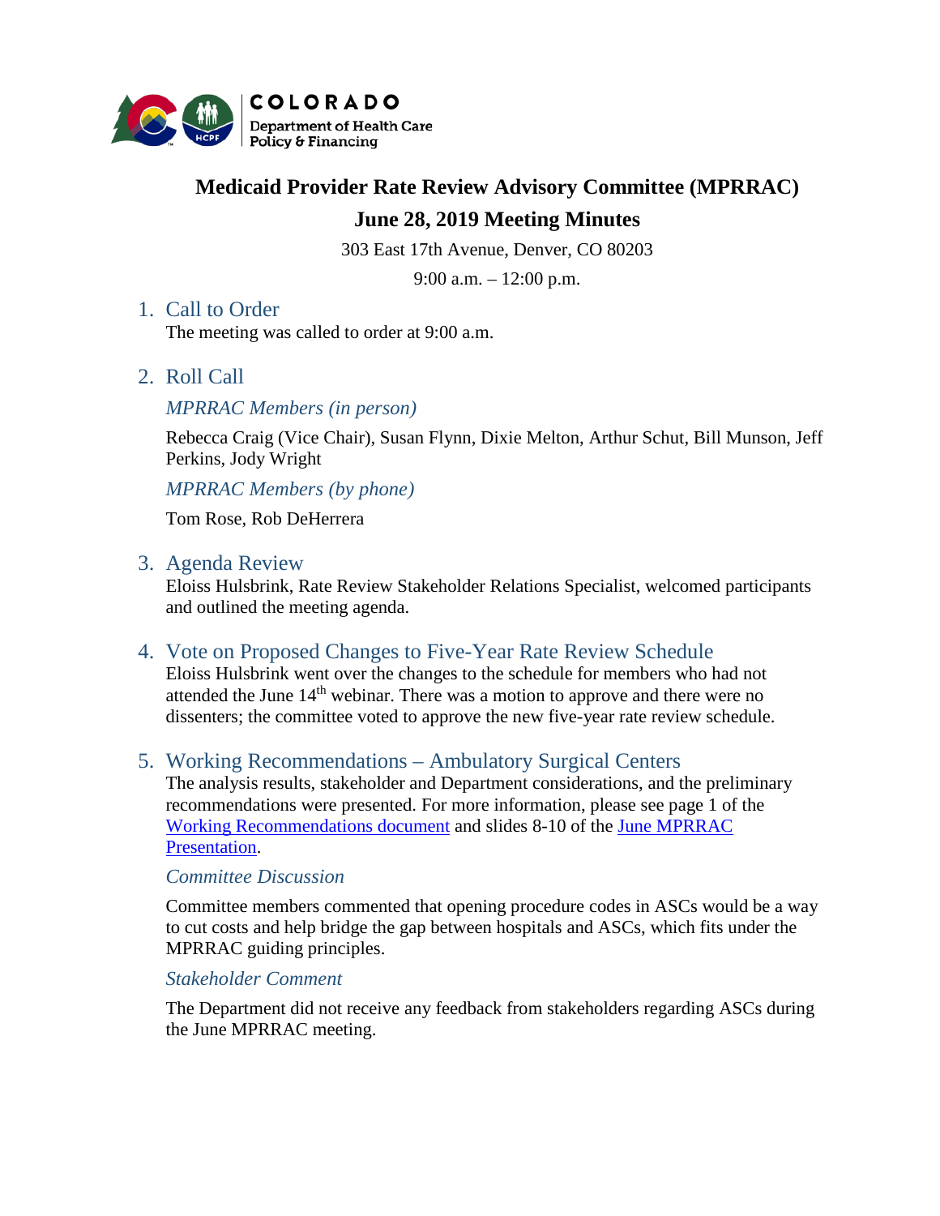COLORADO
Department of Health Care
Policy & Financing

# Medicaid Provider Rate Review Advisory Committee (MPRRAC)

## June 28, 2019 Meeting Minutes

303 East 17th Avenue, Denver, CO 80203

9:00 a.m. – 12:00 p.m.

## 1. Call to Order

The meeting was called to order at 9:00 a.m.

## 2. Roll Call

### *MPRRAC Members (in person)*

Rebecca Craig (Vice Chair), Susan Flynn, Dixie Melton, Arthur Schut, Bill Munson, Jeff Perkins, Jody Wright

### *MPRRAC Members (by phone)*

Tom Rose, Rob DeHerrera

## 3. Agenda Review

Eloiss Hulsbrink, Rate Review Stakeholder Relations Specialist, welcomed participants and outlined the meeting agenda.

## 4. Vote on Proposed Changes to Five-Year Rate Review Schedule

Eloiss Hulsbrink went over the changes to the schedule for members who had not attended the June 14th webinar. There was a motion to approve and there were no dissenters; the committee voted to approve the new five-year rate review schedule.

## 5. Working Recommendations – Ambulatory Surgical Centers

The analysis results, stakeholder and Department considerations, and the preliminary recommendations were presented. For more information, please see page 1 of the Working Recommendations document and slides 8-10 of the June MPRRAC Presentation.

### *Committee Discussion*

Committee members commented that opening procedure codes in ASCs would be a way to cut costs and help bridge the gap between hospitals and ASCs, which fits under the MPRRAC guiding principles.

### *Stakeholder Comment*

The Department did not receive any feedback from stakeholders regarding ASCs during the June MPRRAC meeting.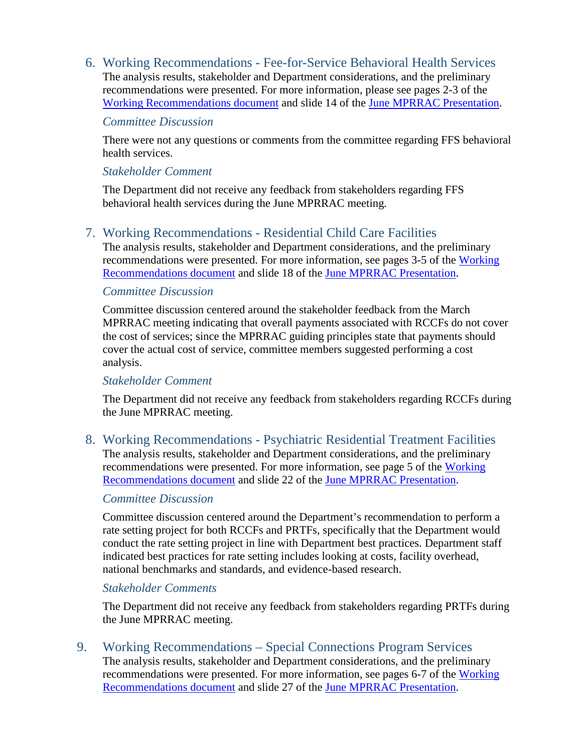## 6. Working Recommendations - Fee-for-Service Behavioral Health Services

The analysis results, stakeholder and Department considerations, and the preliminary recommendations were presented. For more information, please see pages 2-3 of the Working Recommendations document and slide 14 of the June MPRRAC Presentation.

### *Committee Discussion*

There were not any questions or comments from the committee regarding FFS behavioral health services.

### *Stakeholder Comment*

The Department did not receive any feedback from stakeholders regarding FFS behavioral health services during the June MPRRAC meeting.

## 7. Working Recommendations - Residential Child Care Facilities

The analysis results, stakeholder and Department considerations, and the preliminary recommendations were presented. For more information, see pages 3-5 of the Working Recommendations document and slide 18 of the June MPRRAC Presentation.

### *Committee Discussion*

Committee discussion centered around the stakeholder feedback from the March MPRRAC meeting indicating that overall payments associated with RCCFs do not cover the cost of services; since the MPRRAC guiding principles state that payments should cover the actual cost of service, committee members suggested performing a cost analysis.

### *Stakeholder Comment*

The Department did not receive any feedback from stakeholders regarding RCCFs during the June MPRRAC meeting.

## 8. Working Recommendations - Psychiatric Residential Treatment Facilities

The analysis results, stakeholder and Department considerations, and the preliminary recommendations were presented. For more information, see page 5 of the Working Recommendations document and slide 22 of the June MPRRAC Presentation.

### *Committee Discussion*

Committee discussion centered around the Department's recommendation to perform a rate setting project for both RCCFs and PRTFs, specifically that the Department would conduct the rate setting project in line with Department best practices. Department staff indicated best practices for rate setting includes looking at costs, facility overhead, national benchmarks and standards, and evidence-based research.

### *Stakeholder Comments*

The Department did not receive any feedback from stakeholders regarding PRTFs during the June MPRRAC meeting.

## 9. Working Recommendations – Special Connections Program Services

The analysis results, stakeholder and Department considerations, and the preliminary recommendations were presented. For more information, see pages 6-7 of the Working Recommendations document and slide 27 of the June MPRRAC Presentation.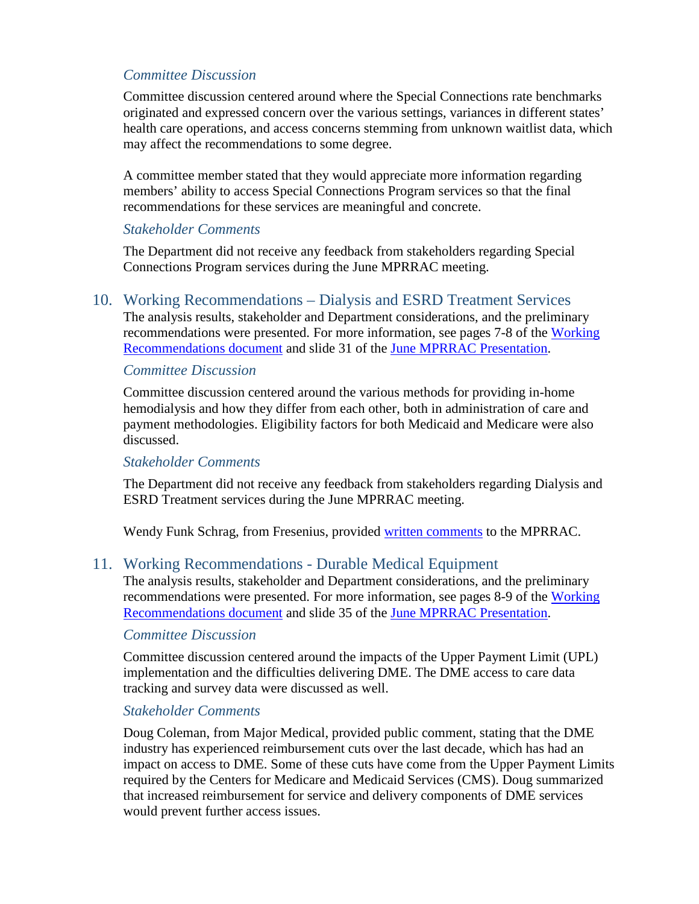### *Committee Discussion*

Committee discussion centered around where the Special Connections rate benchmarks originated and expressed concern over the various settings, variances in different states' health care operations, and access concerns stemming from unknown waitlist data, which may affect the recommendations to some degree.

A committee member stated that they would appreciate more information regarding members' ability to access Special Connections Program services so that the final recommendations for these services are meaningful and concrete.

### *Stakeholder Comments*

The Department did not receive any feedback from stakeholders regarding Special Connections Program services during the June MPRRAC meeting.

## 10. Working Recommendations – Dialysis and ESRD Treatment Services

The analysis results, stakeholder and Department considerations, and the preliminary recommendations were presented. For more information, see pages 7-8 of the Working Recommendations document and slide 31 of the June MPRRAC Presentation.

### *Committee Discussion*

Committee discussion centered around the various methods for providing in-home hemodialysis and how they differ from each other, both in administration of care and payment methodologies. Eligibility factors for both Medicaid and Medicare were also discussed.

### *Stakeholder Comments*

The Department did not receive any feedback from stakeholders regarding Dialysis and ESRD Treatment services during the June MPRRAC meeting.

Wendy Funk Schrag, from Fresenius, provided written comments to the MPRRAC.

## 11. Working Recommendations - Durable Medical Equipment

The analysis results, stakeholder and Department considerations, and the preliminary recommendations were presented. For more information, see pages 8-9 of the Working Recommendations document and slide 35 of the June MPRRAC Presentation.

### *Committee Discussion*

Committee discussion centered around the impacts of the Upper Payment Limit (UPL) implementation and the difficulties delivering DME. The DME access to care data tracking and survey data were discussed as well.

### *Stakeholder Comments*

Doug Coleman, from Major Medical, provided public comment, stating that the DME industry has experienced reimbursement cuts over the last decade, which has had an impact on access to DME. Some of these cuts have come from the Upper Payment Limits required by the Centers for Medicare and Medicaid Services (CMS). Doug summarized that increased reimbursement for service and delivery components of DME services would prevent further access issues.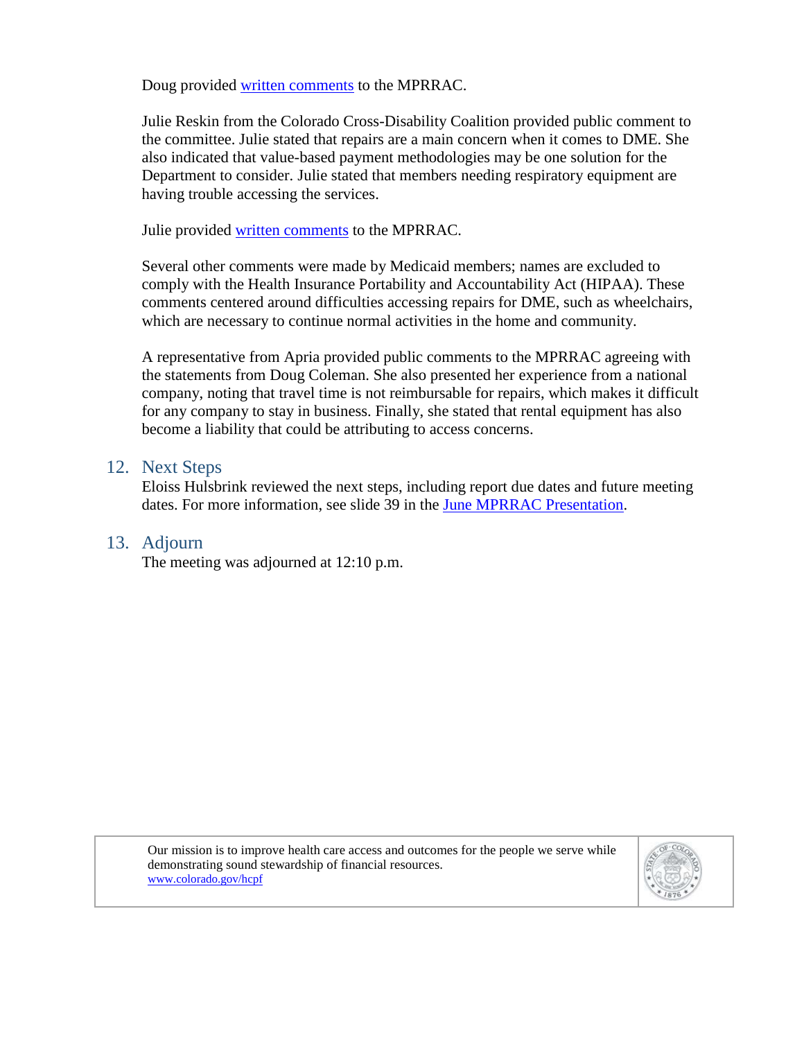Doug provided written comments to the MPRRAC.

Julie Reskin from the Colorado Cross-Disability Coalition provided public comment to the committee. Julie stated that repairs are a main concern when it comes to DME. She also indicated that value-based payment methodologies may be one solution for the Department to consider. Julie stated that members needing respiratory equipment are having trouble accessing the services.

Julie provided written comments to the MPRRAC.

Several other comments were made by Medicaid members; names are excluded to comply with the Health Insurance Portability and Accountability Act (HIPAA). These comments centered around difficulties accessing repairs for DME, such as wheelchairs, which are necessary to continue normal activities in the home and community.

A representative from Apria provided public comments to the MPRRAC agreeing with the statements from Doug Coleman. She also presented her experience from a national company, noting that travel time is not reimbursable for repairs, which makes it difficult for any company to stay in business. Finally, she stated that rental equipment has also become a liability that could be attributing to access concerns.

## 12. Next Steps

Eloiss Hulsbrink reviewed the next steps, including report due dates and future meeting dates. For more information, see slide 39 in the June MPRRAC Presentation.

## 13. Adjourn

The meeting was adjourned at 12:10 p.m.

Our mission is to improve health care access and outcomes for the people we serve while demonstrating sound stewardship of financial resources.
www.colorado.gov/hcpf